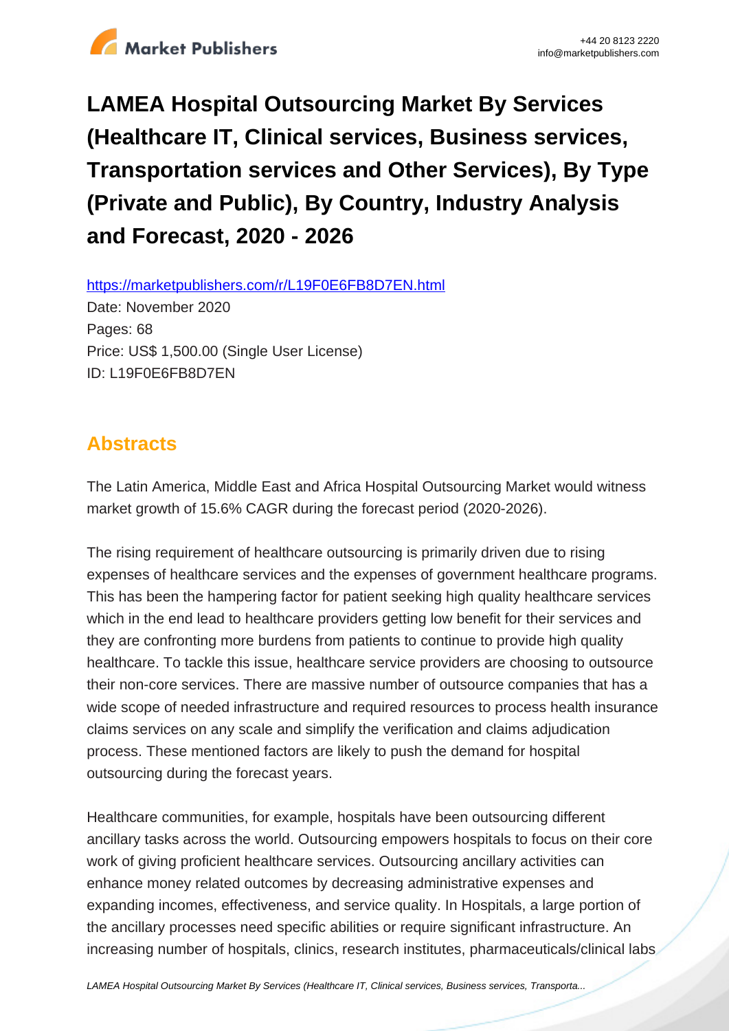# LAMEA Hospital Outsourcing Market By Services (Healthcare IT, Clinical services, Business services, Transportation services and Other Services), By Type (Private and Public), By Country, Industry Analysis and Forecast, 2020 - 2026

https://marketpublishers.com/r/L19F0E6FB8D7EN.html

Date: November 2020

Pages: 68

Price: US$ 1,500.00 (Single User License)

ID: L19F0E6FB8D7EN

## Abstracts

The Latin America, Middle East and Africa Hospital Outsourcing Market would witness market growth of 15.6% CAGR during the forecast period (2020-2026).

The rising requirement of healthcare outsourcing is primarily driven due to rising expenses of healthcare services and the expenses of government healthcare programs. This has been the hampering factor for patient seeking high quality healthcare services which in the end lead to healthcare providers getting low benefit for their services and they are confronting more burdens from patients to continue to provide high quality healthcare. To tackle this issue, healthcare service providers are choosing to outsource their non-core services. There are massive number of outsource companies that has a wide scope of needed infrastructure and required resources to process health insurance claims services on any scale and simplify the verification and claims adjudication process. These mentioned factors are likely to push the demand for hospital outsourcing during the forecast years.

Healthcare communities, for example, hospitals have been outsourcing different ancillary tasks across the world. Outsourcing empowers hospitals to focus on their core work of giving proficient healthcare services. Outsourcing ancillary activities can enhance money related outcomes by decreasing administrative expenses and expanding incomes, effectiveness, and service quality. In Hospitals, a large portion of the ancillary processes need specific abilities or require significant infrastructure. An increasing number of hospitals, clinics, research institutes, pharmaceuticals/clinical labs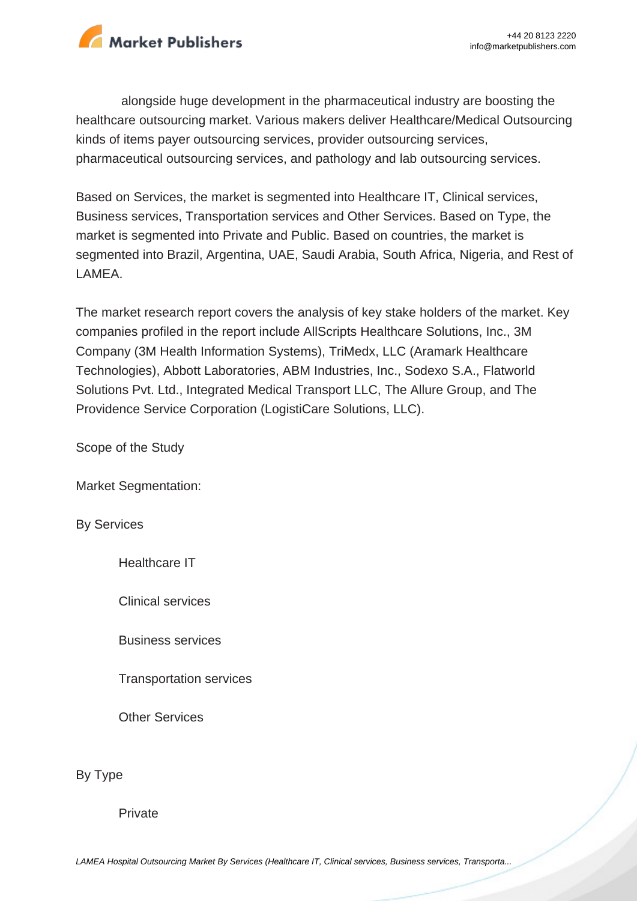alongside huge development in the pharmaceutical industry are boosting the healthcare outsourcing market. Various makers deliver Healthcare/Medical Outsourcing kinds of items payer outsourcing services, provider outsourcing services, pharmaceutical outsourcing services, and pathology and lab outsourcing services.

Based on Services, the market is segmented into Healthcare IT, Clinical services, Business services, Transportation services and Other Services. Based on Type, the market is segmented into Private and Public. Based on countries, the market is segmented into Brazil, Argentina, UAE, Saudi Arabia, South Africa, Nigeria, and Rest of LAMEA.

The market research report covers the analysis of key stake holders of the market. Key companies profiled in the report include AllScripts Healthcare Solutions, Inc., 3M Company (3M Health Information Systems), TriMedx, LLC (Aramark Healthcare Technologies), Abbott Laboratories, ABM Industries, Inc., Sodexo S.A., Flatworld Solutions Pvt. Ltd., Integrated Medical Transport LLC, The Allure Group, and The Providence Service Corporation (LogistiCare Solutions, LLC).

Scope of the Study

Market Segmentation:

By Services

- Healthcare IT
- Clinical services
- Business services
- Transportation services
- Other Services

By Type

- Private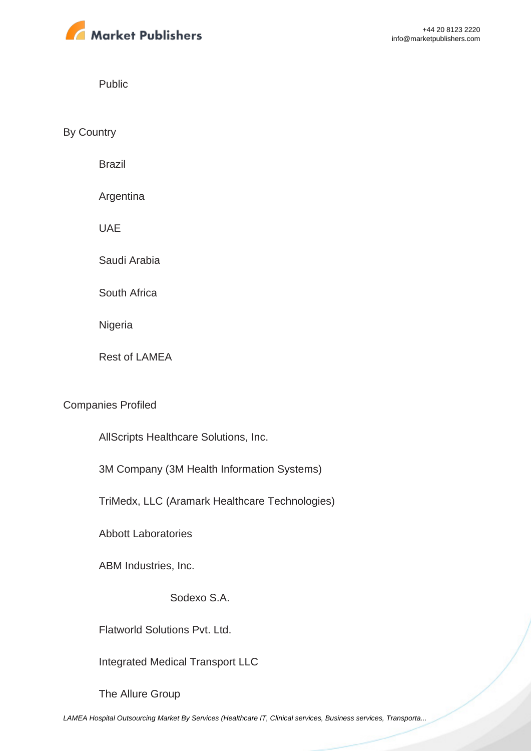Public

By Country

- Brazil
- Argentina
- UAE
- Saudi Arabia
- South Africa
- Nigeria
- Rest of LAMEA

Companies Profiled

- AllScripts Healthcare Solutions, Inc.
- 3M Company (3M Health Information Systems)
- TriMedx, LLC (Aramark Healthcare Technologies)
- Abbott Laboratories
- ABM Industries, Inc.
- Sodexo S.A.
- Flatworld Solutions Pvt. Ltd.
- Integrated Medical Transport LLC
- The Allure Group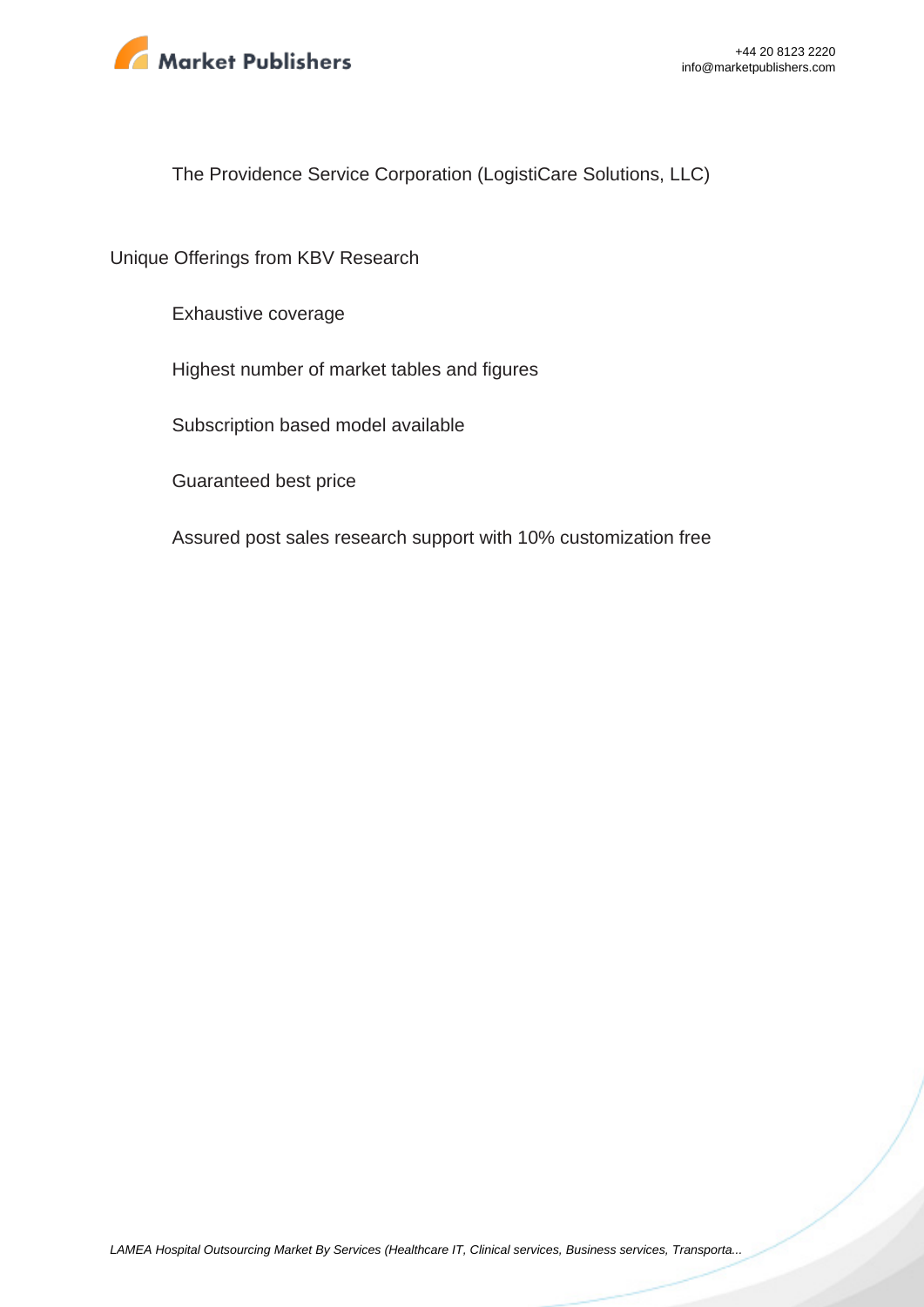The Providence Service Corporation (LogistiCare Solutions, LLC)

Unique Offerings from KBV Research

- Exhaustive coverage
- Highest number of market tables and figures
- Subscription based model available
- Guaranteed best price
- Assured post sales research support with 10% customization free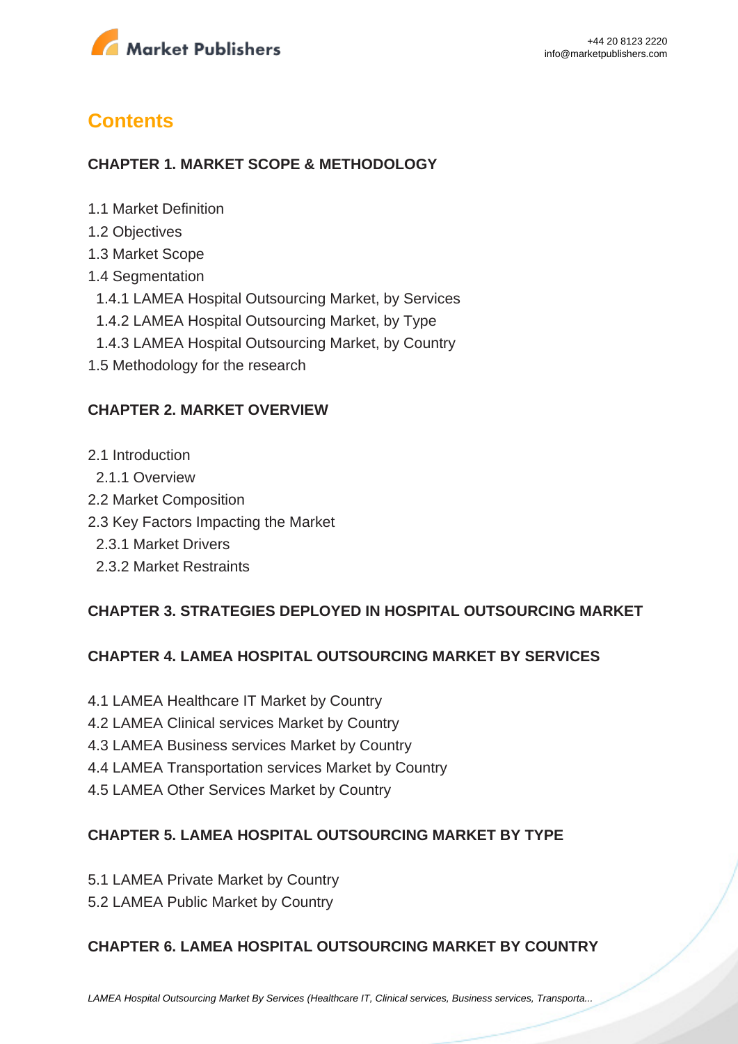## Contents

### CHAPTER 1. MARKET SCOPE & METHODOLOGY

1.1 Market Definition
1.2 Objectives
1.3 Market Scope
1.4 Segmentation
  1.4.1 LAMEA Hospital Outsourcing Market, by Services
  1.4.2 LAMEA Hospital Outsourcing Market, by Type
  1.4.3 LAMEA Hospital Outsourcing Market, by Country
1.5 Methodology for the research

### CHAPTER 2. MARKET OVERVIEW

2.1 Introduction
  2.1.1 Overview
2.2 Market Composition
2.3 Key Factors Impacting the Market
  2.3.1 Market Drivers
  2.3.2 Market Restraints

### CHAPTER 3. STRATEGIES DEPLOYED IN HOSPITAL OUTSOURCING MARKET

### CHAPTER 4. LAMEA HOSPITAL OUTSOURCING MARKET BY SERVICES

4.1 LAMEA Healthcare IT Market by Country
4.2 LAMEA Clinical services Market by Country
4.3 LAMEA Business services Market by Country
4.4 LAMEA Transportation services Market by Country
4.5 LAMEA Other Services Market by Country

### CHAPTER 5. LAMEA HOSPITAL OUTSOURCING MARKET BY TYPE

5.1 LAMEA Private Market by Country
5.2 LAMEA Public Market by Country

### CHAPTER 6. LAMEA HOSPITAL OUTSOURCING MARKET BY COUNTRY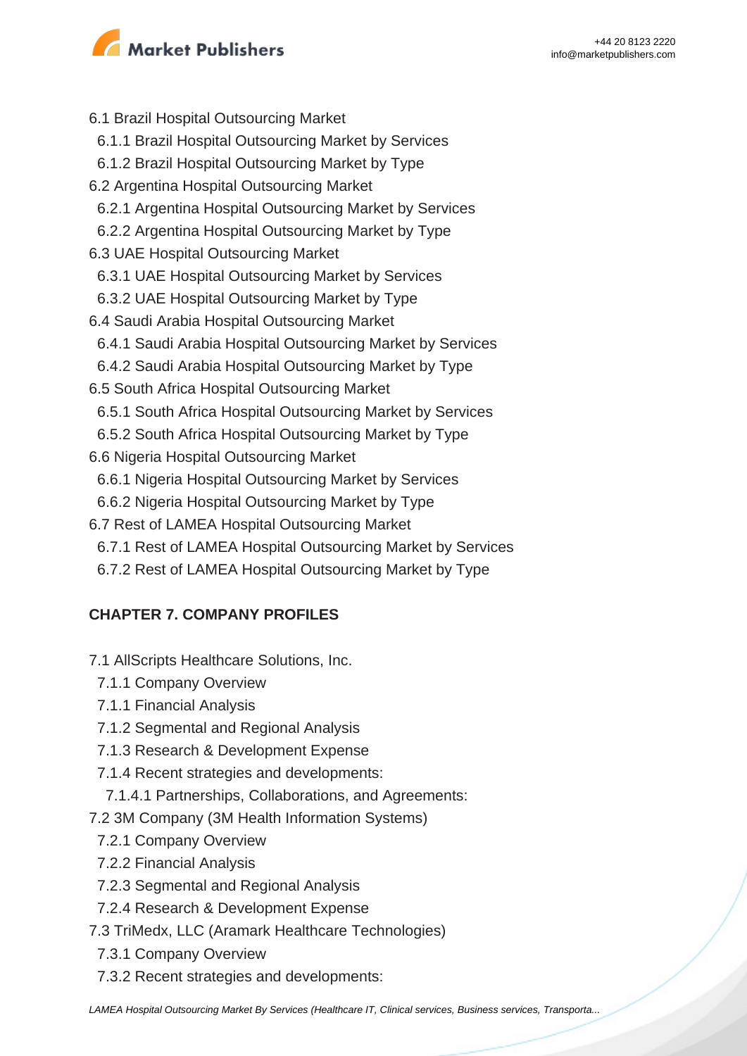6.1 Brazil Hospital Outsourcing Market
  6.1.1 Brazil Hospital Outsourcing Market by Services
  6.1.2 Brazil Hospital Outsourcing Market by Type
6.2 Argentina Hospital Outsourcing Market
  6.2.1 Argentina Hospital Outsourcing Market by Services
  6.2.2 Argentina Hospital Outsourcing Market by Type
6.3 UAE Hospital Outsourcing Market
  6.3.1 UAE Hospital Outsourcing Market by Services
  6.3.2 UAE Hospital Outsourcing Market by Type
6.4 Saudi Arabia Hospital Outsourcing Market
  6.4.1 Saudi Arabia Hospital Outsourcing Market by Services
  6.4.2 Saudi Arabia Hospital Outsourcing Market by Type
6.5 South Africa Hospital Outsourcing Market
  6.5.1 South Africa Hospital Outsourcing Market by Services
  6.5.2 South Africa Hospital Outsourcing Market by Type
6.6 Nigeria Hospital Outsourcing Market
  6.6.1 Nigeria Hospital Outsourcing Market by Services
  6.6.2 Nigeria Hospital Outsourcing Market by Type
6.7 Rest of LAMEA Hospital Outsourcing Market
  6.7.1 Rest of LAMEA Hospital Outsourcing Market by Services
  6.7.2 Rest of LAMEA Hospital Outsourcing Market by Type

**CHAPTER 7. COMPANY PROFILES**

7.1 AllScripts Healthcare Solutions, Inc.
  7.1.1 Company Overview
  7.1.1 Financial Analysis
  7.1.2 Segmental and Regional Analysis
  7.1.3 Research & Development Expense
  7.1.4 Recent strategies and developments:
    7.1.4.1 Partnerships, Collaborations, and Agreements:
7.2 3M Company (3M Health Information Systems)
  7.2.1 Company Overview
  7.2.2 Financial Analysis
  7.2.3 Segmental and Regional Analysis
  7.2.4 Research & Development Expense
7.3 TriMedx, LLC (Aramark Healthcare Technologies)
  7.3.1 Company Overview
  7.3.2 Recent strategies and developments: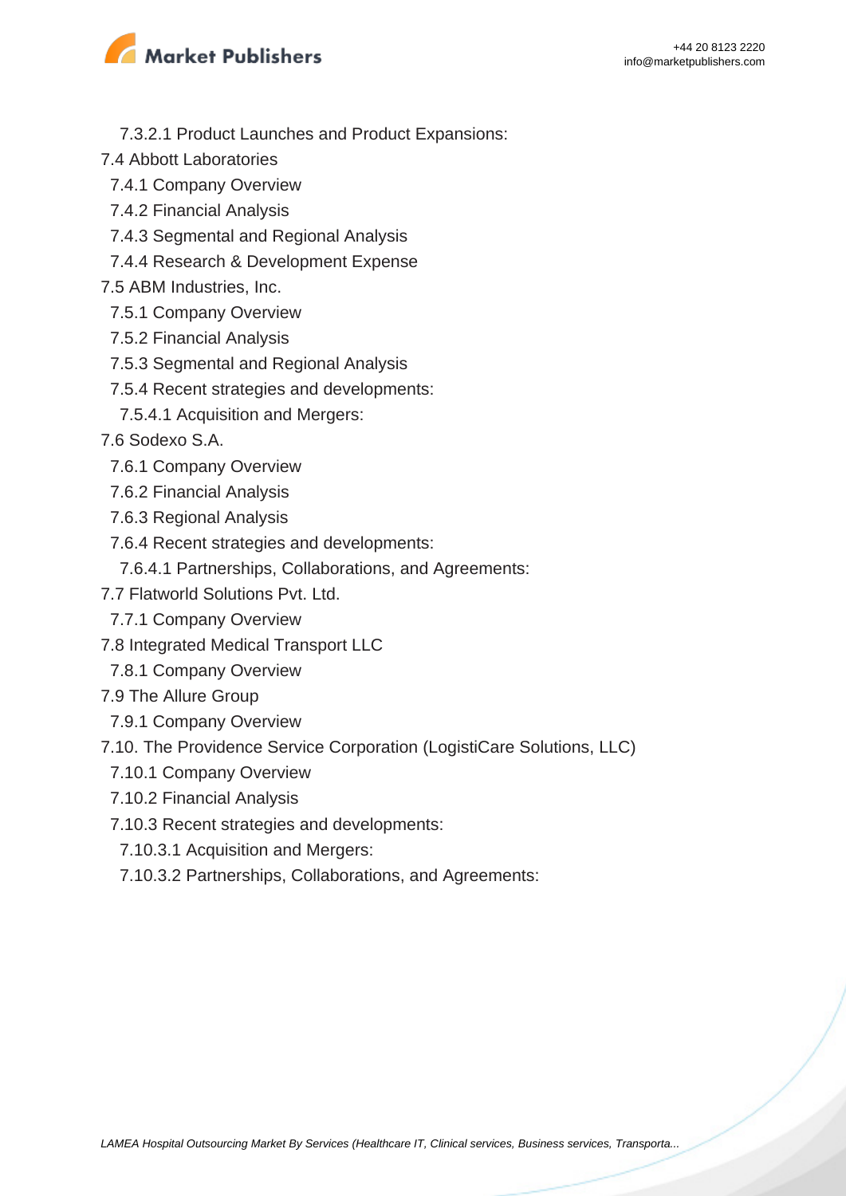7.3.2.1 Product Launches and Product Expansions:

7.4 Abbott Laboratories

- 7.4.1 Company Overview
- 7.4.2 Financial Analysis
- 7.4.3 Segmental and Regional Analysis
- 7.4.4 Research & Development Expense

7.5 ABM Industries, Inc.

- 7.5.1 Company Overview
- 7.5.2 Financial Analysis
- 7.5.3 Segmental and Regional Analysis
- 7.5.4 Recent strategies and developments:
  - 7.5.4.1 Acquisition and Mergers:

7.6 Sodexo S.A.

- 7.6.1 Company Overview
- 7.6.2 Financial Analysis
- 7.6.3 Regional Analysis
- 7.6.4 Recent strategies and developments:
  - 7.6.4.1 Partnerships, Collaborations, and Agreements:

7.7 Flatworld Solutions Pvt. Ltd.

- 7.7.1 Company Overview

7.8 Integrated Medical Transport LLC

- 7.8.1 Company Overview

7.9 The Allure Group

- 7.9.1 Company Overview

7.10. The Providence Service Corporation (LogistiCare Solutions, LLC)

- 7.10.1 Company Overview
- 7.10.2 Financial Analysis
- 7.10.3 Recent strategies and developments:
  - 7.10.3.1 Acquisition and Mergers:
  - 7.10.3.2 Partnerships, Collaborations, and Agreements: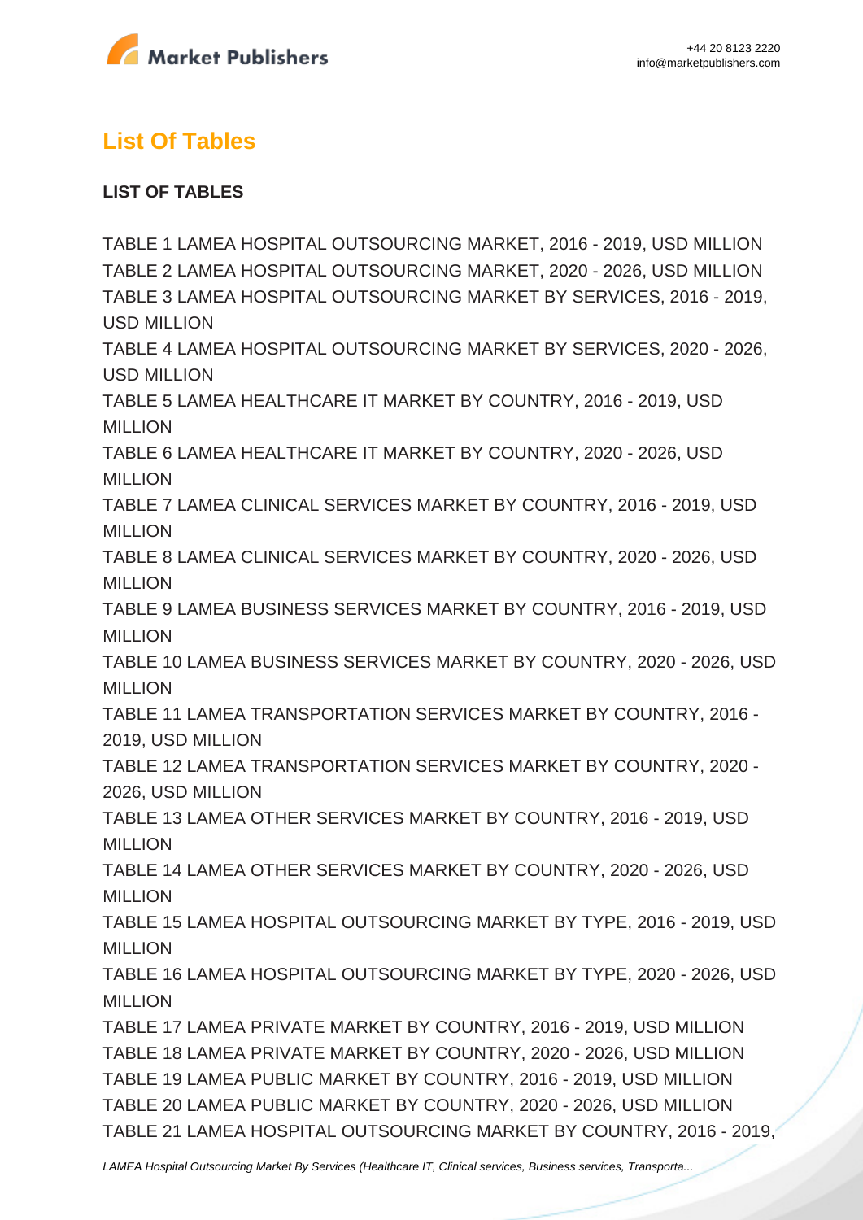## List Of Tables

**LIST OF TABLES**

TABLE 1 LAMEA HOSPITAL OUTSOURCING MARKET, 2016 - 2019, USD MILLION
TABLE 2 LAMEA HOSPITAL OUTSOURCING MARKET, 2020 - 2026, USD MILLION
TABLE 3 LAMEA HOSPITAL OUTSOURCING MARKET BY SERVICES, 2016 - 2019, USD MILLION
TABLE 4 LAMEA HOSPITAL OUTSOURCING MARKET BY SERVICES, 2020 - 2026, USD MILLION
TABLE 5 LAMEA HEALTHCARE IT MARKET BY COUNTRY, 2016 - 2019, USD MILLION
TABLE 6 LAMEA HEALTHCARE IT MARKET BY COUNTRY, 2020 - 2026, USD MILLION
TABLE 7 LAMEA CLINICAL SERVICES MARKET BY COUNTRY, 2016 - 2019, USD MILLION
TABLE 8 LAMEA CLINICAL SERVICES MARKET BY COUNTRY, 2020 - 2026, USD MILLION
TABLE 9 LAMEA BUSINESS SERVICES MARKET BY COUNTRY, 2016 - 2019, USD MILLION
TABLE 10 LAMEA BUSINESS SERVICES MARKET BY COUNTRY, 2020 - 2026, USD MILLION
TABLE 11 LAMEA TRANSPORTATION SERVICES MARKET BY COUNTRY, 2016 - 2019, USD MILLION
TABLE 12 LAMEA TRANSPORTATION SERVICES MARKET BY COUNTRY, 2020 - 2026, USD MILLION
TABLE 13 LAMEA OTHER SERVICES MARKET BY COUNTRY, 2016 - 2019, USD MILLION
TABLE 14 LAMEA OTHER SERVICES MARKET BY COUNTRY, 2020 - 2026, USD MILLION
TABLE 15 LAMEA HOSPITAL OUTSOURCING MARKET BY TYPE, 2016 - 2019, USD MILLION
TABLE 16 LAMEA HOSPITAL OUTSOURCING MARKET BY TYPE, 2020 - 2026, USD MILLION
TABLE 17 LAMEA PRIVATE MARKET BY COUNTRY, 2016 - 2019, USD MILLION
TABLE 18 LAMEA PRIVATE MARKET BY COUNTRY, 2020 - 2026, USD MILLION
TABLE 19 LAMEA PUBLIC MARKET BY COUNTRY, 2016 - 2019, USD MILLION
TABLE 20 LAMEA PUBLIC MARKET BY COUNTRY, 2020 - 2026, USD MILLION
TABLE 21 LAMEA HOSPITAL OUTSOURCING MARKET BY COUNTRY, 2016 - 2019,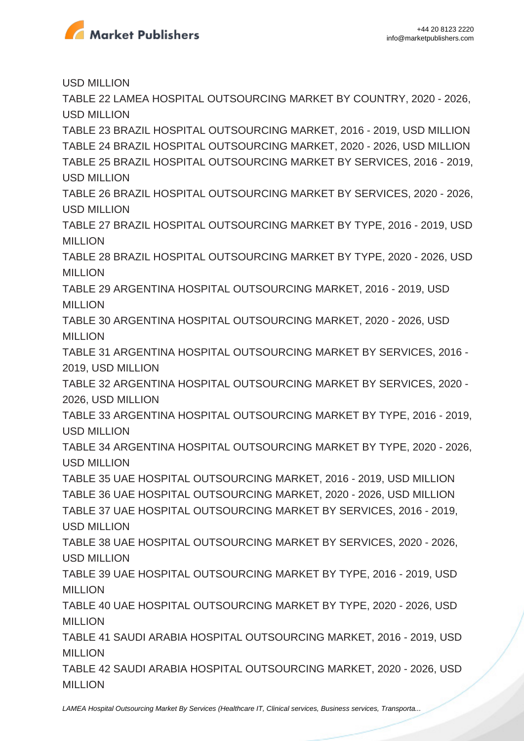USD MILLION

TABLE 22 LAMEA HOSPITAL OUTSOURCING MARKET BY COUNTRY, 2020 - 2026, USD MILLION

TABLE 23 BRAZIL HOSPITAL OUTSOURCING MARKET, 2016 - 2019, USD MILLION

TABLE 24 BRAZIL HOSPITAL OUTSOURCING MARKET, 2020 - 2026, USD MILLION

TABLE 25 BRAZIL HOSPITAL OUTSOURCING MARKET BY SERVICES, 2016 - 2019, USD MILLION

TABLE 26 BRAZIL HOSPITAL OUTSOURCING MARKET BY SERVICES, 2020 - 2026, USD MILLION

TABLE 27 BRAZIL HOSPITAL OUTSOURCING MARKET BY TYPE, 2016 - 2019, USD MILLION

TABLE 28 BRAZIL HOSPITAL OUTSOURCING MARKET BY TYPE, 2020 - 2026, USD MILLION

TABLE 29 ARGENTINA HOSPITAL OUTSOURCING MARKET, 2016 - 2019, USD MILLION

TABLE 30 ARGENTINA HOSPITAL OUTSOURCING MARKET, 2020 - 2026, USD MILLION

TABLE 31 ARGENTINA HOSPITAL OUTSOURCING MARKET BY SERVICES, 2016 - 2019, USD MILLION

TABLE 32 ARGENTINA HOSPITAL OUTSOURCING MARKET BY SERVICES, 2020 - 2026, USD MILLION

TABLE 33 ARGENTINA HOSPITAL OUTSOURCING MARKET BY TYPE, 2016 - 2019, USD MILLION

TABLE 34 ARGENTINA HOSPITAL OUTSOURCING MARKET BY TYPE, 2020 - 2026, USD MILLION

TABLE 35 UAE HOSPITAL OUTSOURCING MARKET, 2016 - 2019, USD MILLION

TABLE 36 UAE HOSPITAL OUTSOURCING MARKET, 2020 - 2026, USD MILLION

TABLE 37 UAE HOSPITAL OUTSOURCING MARKET BY SERVICES, 2016 - 2019, USD MILLION

TABLE 38 UAE HOSPITAL OUTSOURCING MARKET BY SERVICES, 2020 - 2026, USD MILLION

TABLE 39 UAE HOSPITAL OUTSOURCING MARKET BY TYPE, 2016 - 2019, USD MILLION

TABLE 40 UAE HOSPITAL OUTSOURCING MARKET BY TYPE, 2020 - 2026, USD MILLION

TABLE 41 SAUDI ARABIA HOSPITAL OUTSOURCING MARKET, 2016 - 2019, USD MILLION

TABLE 42 SAUDI ARABIA HOSPITAL OUTSOURCING MARKET, 2020 - 2026, USD MILLION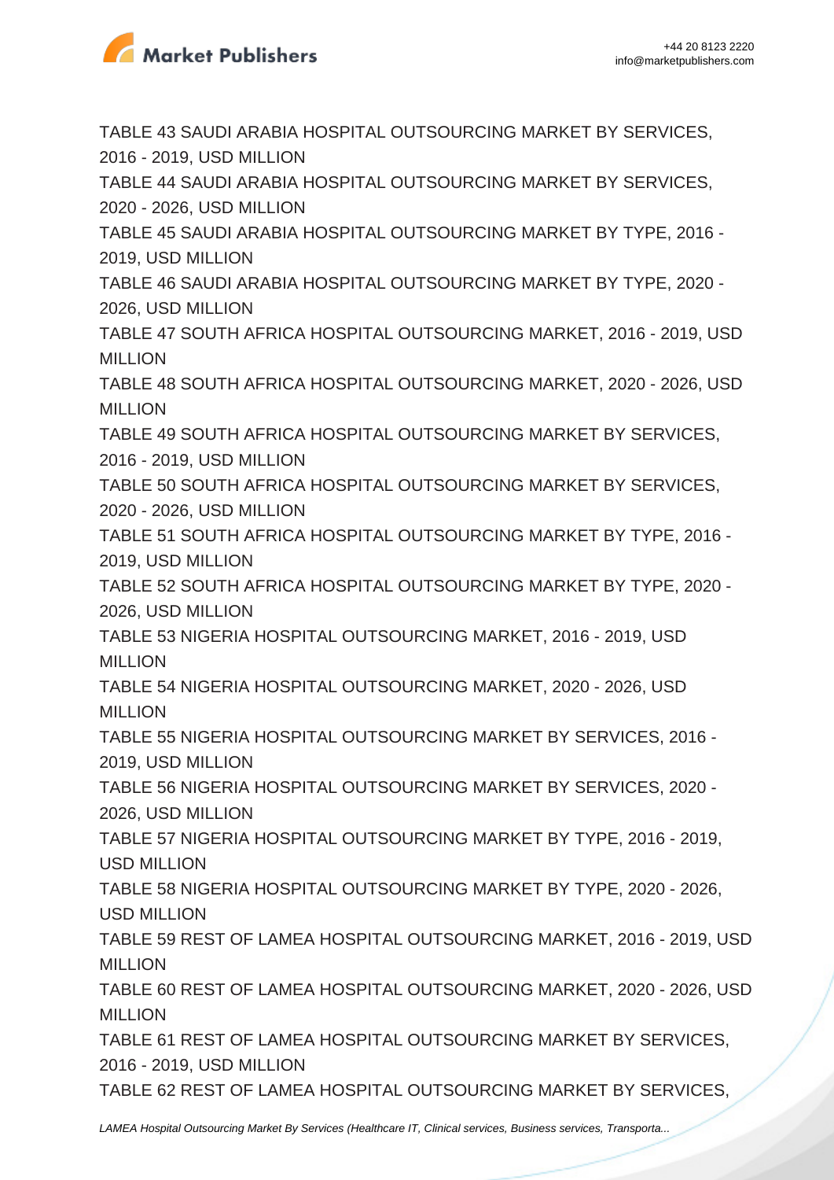TABLE 43 SAUDI ARABIA HOSPITAL OUTSOURCING MARKET BY SERVICES, 2016 - 2019, USD MILLION
TABLE 44 SAUDI ARABIA HOSPITAL OUTSOURCING MARKET BY SERVICES, 2020 - 2026, USD MILLION
TABLE 45 SAUDI ARABIA HOSPITAL OUTSOURCING MARKET BY TYPE, 2016 - 2019, USD MILLION
TABLE 46 SAUDI ARABIA HOSPITAL OUTSOURCING MARKET BY TYPE, 2020 - 2026, USD MILLION
TABLE 47 SOUTH AFRICA HOSPITAL OUTSOURCING MARKET, 2016 - 2019, USD MILLION
TABLE 48 SOUTH AFRICA HOSPITAL OUTSOURCING MARKET, 2020 - 2026, USD MILLION
TABLE 49 SOUTH AFRICA HOSPITAL OUTSOURCING MARKET BY SERVICES, 2016 - 2019, USD MILLION
TABLE 50 SOUTH AFRICA HOSPITAL OUTSOURCING MARKET BY SERVICES, 2020 - 2026, USD MILLION
TABLE 51 SOUTH AFRICA HOSPITAL OUTSOURCING MARKET BY TYPE, 2016 - 2019, USD MILLION
TABLE 52 SOUTH AFRICA HOSPITAL OUTSOURCING MARKET BY TYPE, 2020 - 2026, USD MILLION
TABLE 53 NIGERIA HOSPITAL OUTSOURCING MARKET, 2016 - 2019, USD MILLION
TABLE 54 NIGERIA HOSPITAL OUTSOURCING MARKET, 2020 - 2026, USD MILLION
TABLE 55 NIGERIA HOSPITAL OUTSOURCING MARKET BY SERVICES, 2016 - 2019, USD MILLION
TABLE 56 NIGERIA HOSPITAL OUTSOURCING MARKET BY SERVICES, 2020 - 2026, USD MILLION
TABLE 57 NIGERIA HOSPITAL OUTSOURCING MARKET BY TYPE, 2016 - 2019, USD MILLION
TABLE 58 NIGERIA HOSPITAL OUTSOURCING MARKET BY TYPE, 2020 - 2026, USD MILLION
TABLE 59 REST OF LAMEA HOSPITAL OUTSOURCING MARKET, 2016 - 2019, USD MILLION
TABLE 60 REST OF LAMEA HOSPITAL OUTSOURCING MARKET, 2020 - 2026, USD MILLION
TABLE 61 REST OF LAMEA HOSPITAL OUTSOURCING MARKET BY SERVICES, 2016 - 2019, USD MILLION
TABLE 62 REST OF LAMEA HOSPITAL OUTSOURCING MARKET BY SERVICES,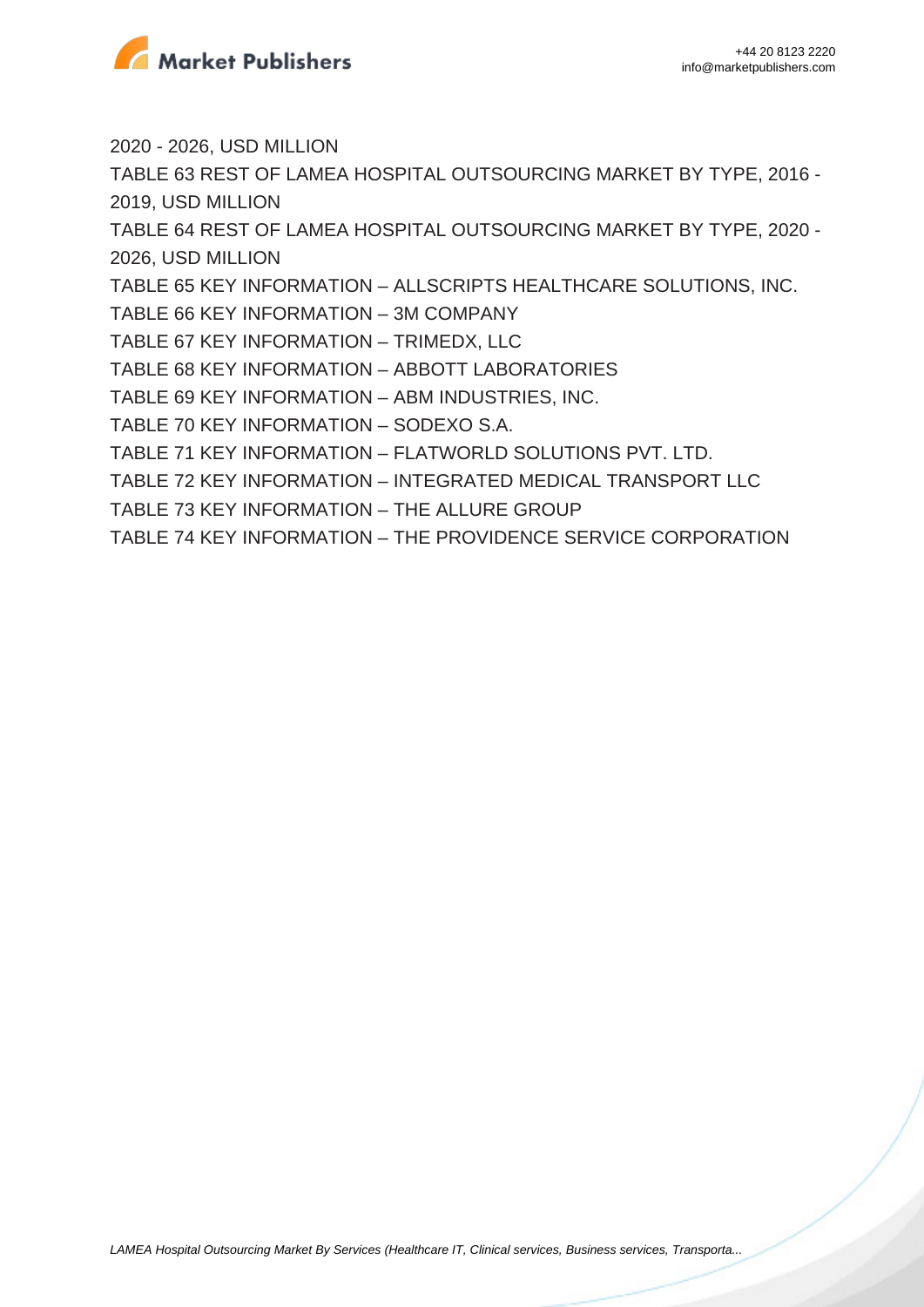2020 - 2026, USD MILLION

TABLE 63 REST OF LAMEA HOSPITAL OUTSOURCING MARKET BY TYPE, 2016 - 2019, USD MILLION

TABLE 64 REST OF LAMEA HOSPITAL OUTSOURCING MARKET BY TYPE, 2020 - 2026, USD MILLION

TABLE 65 KEY INFORMATION – ALLSCRIPTS HEALTHCARE SOLUTIONS, INC.

TABLE 66 KEY INFORMATION – 3M COMPANY

TABLE 67 KEY INFORMATION – TRIMEDX, LLC

TABLE 68 KEY INFORMATION – ABBOTT LABORATORIES

TABLE 69 KEY INFORMATION – ABM INDUSTRIES, INC.

TABLE 70 KEY INFORMATION – SODEXO S.A.

TABLE 71 KEY INFORMATION – FLATWORLD SOLUTIONS PVT. LTD.

TABLE 72 KEY INFORMATION – INTEGRATED MEDICAL TRANSPORT LLC

TABLE 73 KEY INFORMATION – THE ALLURE GROUP

TABLE 74 KEY INFORMATION – THE PROVIDENCE SERVICE CORPORATION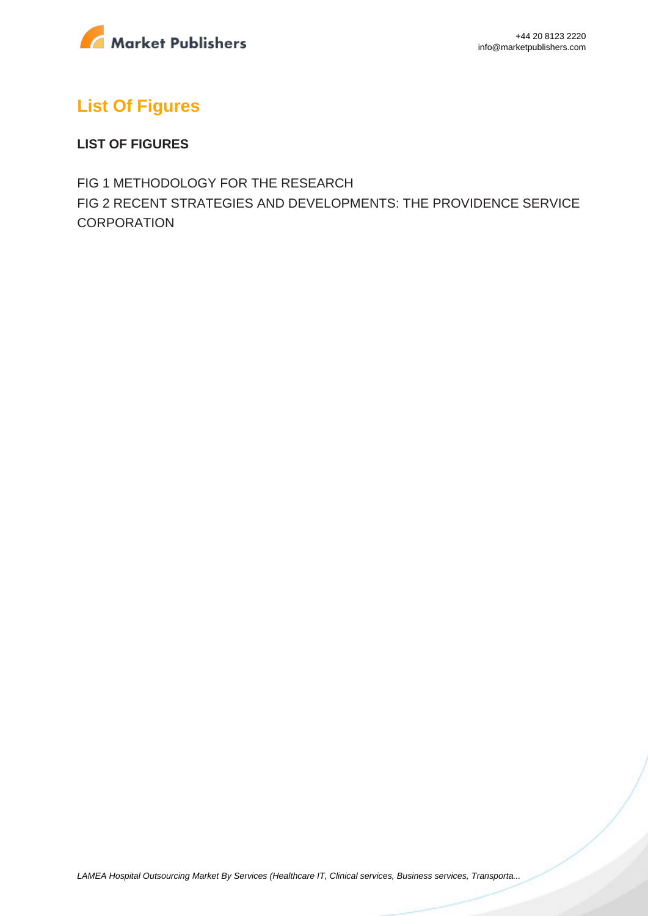## List Of Figures

**LIST OF FIGURES**

FIG 1 METHODOLOGY FOR THE RESEARCH
FIG 2 RECENT STRATEGIES AND DEVELOPMENTS: THE PROVIDENCE SERVICE CORPORATION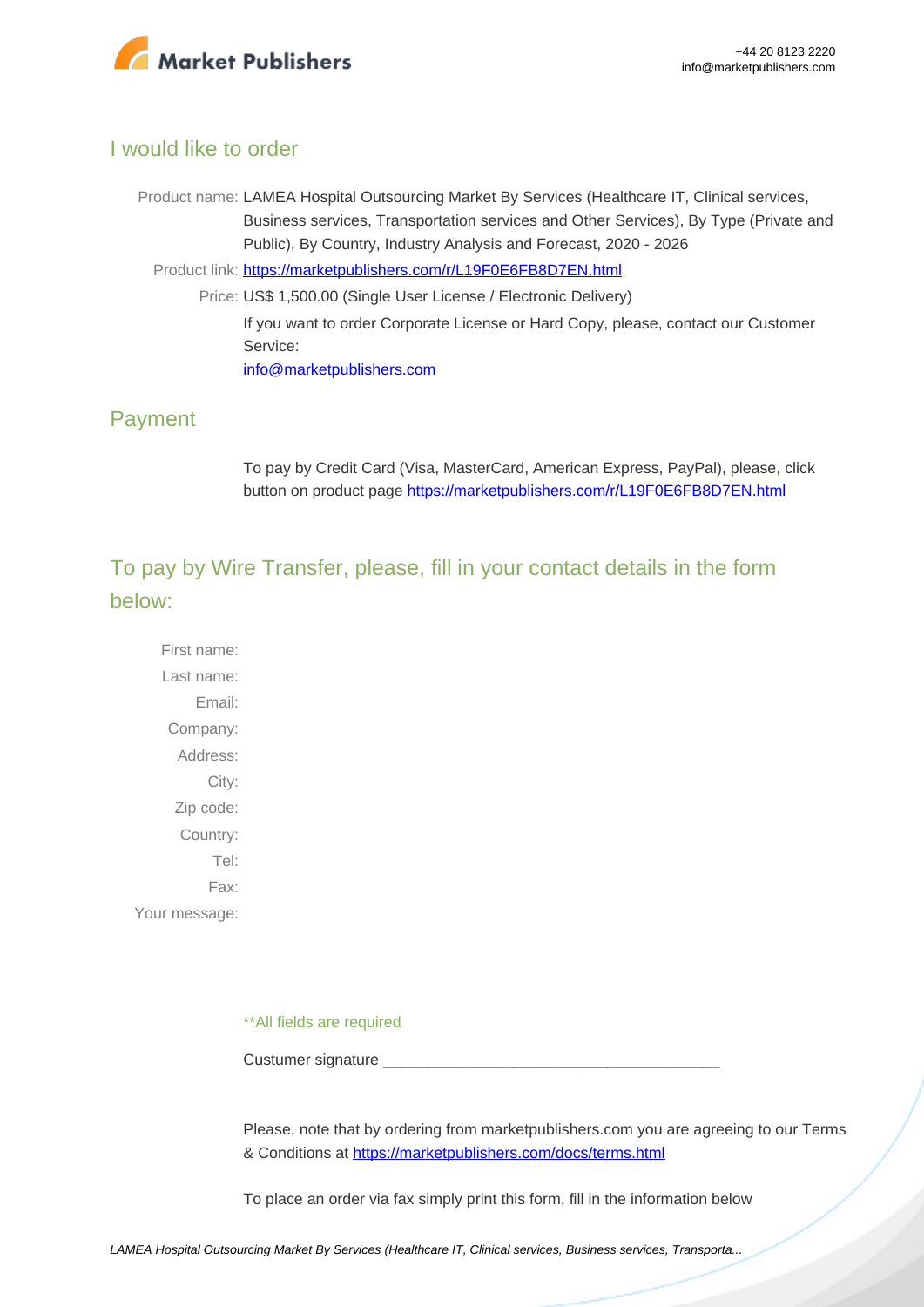## I would like to order

Product name: LAMEA Hospital Outsourcing Market By Services (Healthcare IT, Clinical services, Business services, Transportation services and Other Services), By Type (Private and Public), By Country, Industry Analysis and Forecast, 2020 - 2026

Product link: https://marketpublishers.com/r/L19F0E6FB8D7EN.html

Price: US$ 1,500.00 (Single User License / Electronic Delivery)

If you want to order Corporate License or Hard Copy, please, contact our Customer Service:

info@marketpublishers.com

## Payment

To pay by Credit Card (Visa, MasterCard, American Express, PayPal), please, click button on product page https://marketpublishers.com/r/L19F0E6FB8D7EN.html

## To pay by Wire Transfer, please, fill in your contact details in the form below:

First name:

Last name:

Email:

Company:

Address:

City:

Zip code:

Country:

Tel:

Fax:

Your message:

**All fields are required

Custumer signature _______________________________________

Please, note that by ordering from marketpublishers.com you are agreeing to our Terms & Conditions at https://marketpublishers.com/docs/terms.html

To place an order via fax simply print this form, fill in the information below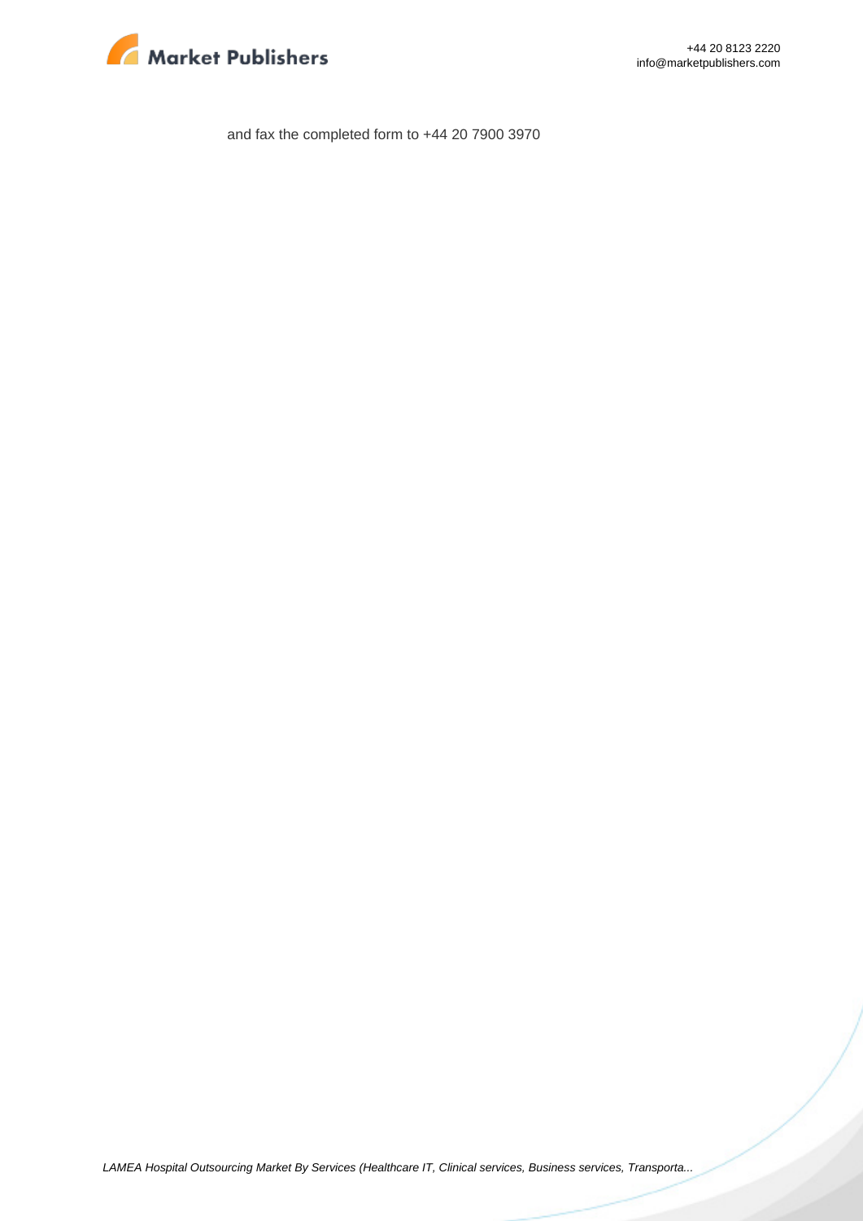and fax the completed form to +44 20 7900 3970